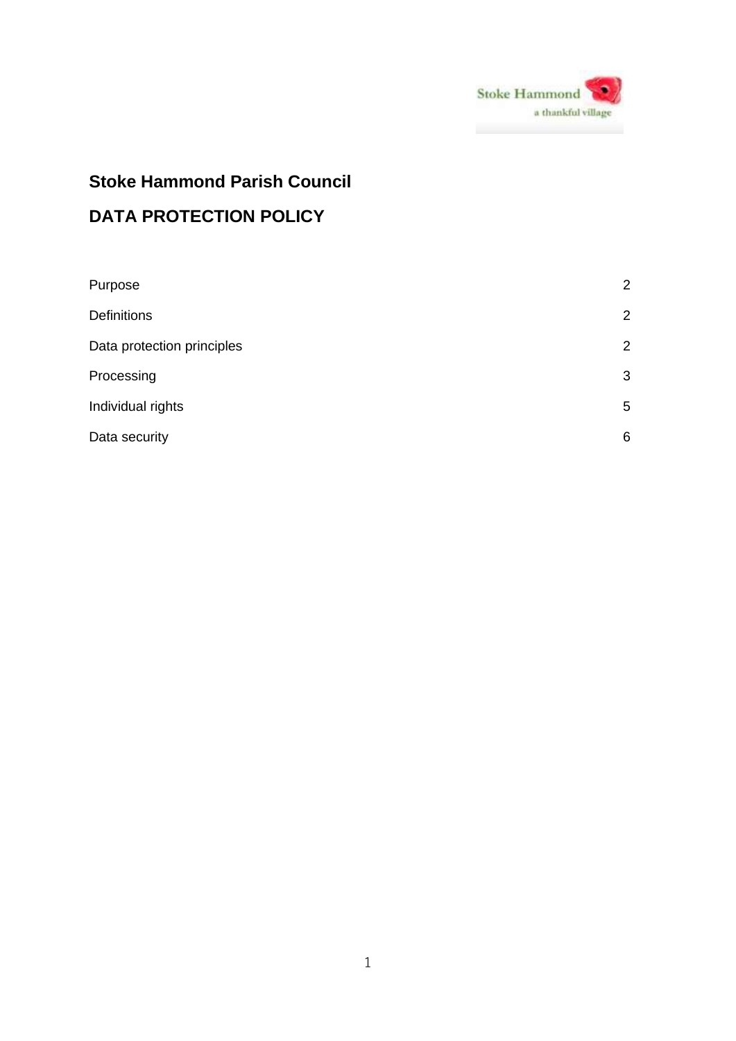# Stoke Hammond Parish Council

## DATA PROTECTION POLICY

| | |
|---|---|
| Purpose | 2 |
| Definitions | 2 |
| Data protection principles | 2 |
| Processing | 3 |
| Individual rights | 5 |
| Data security | 6 |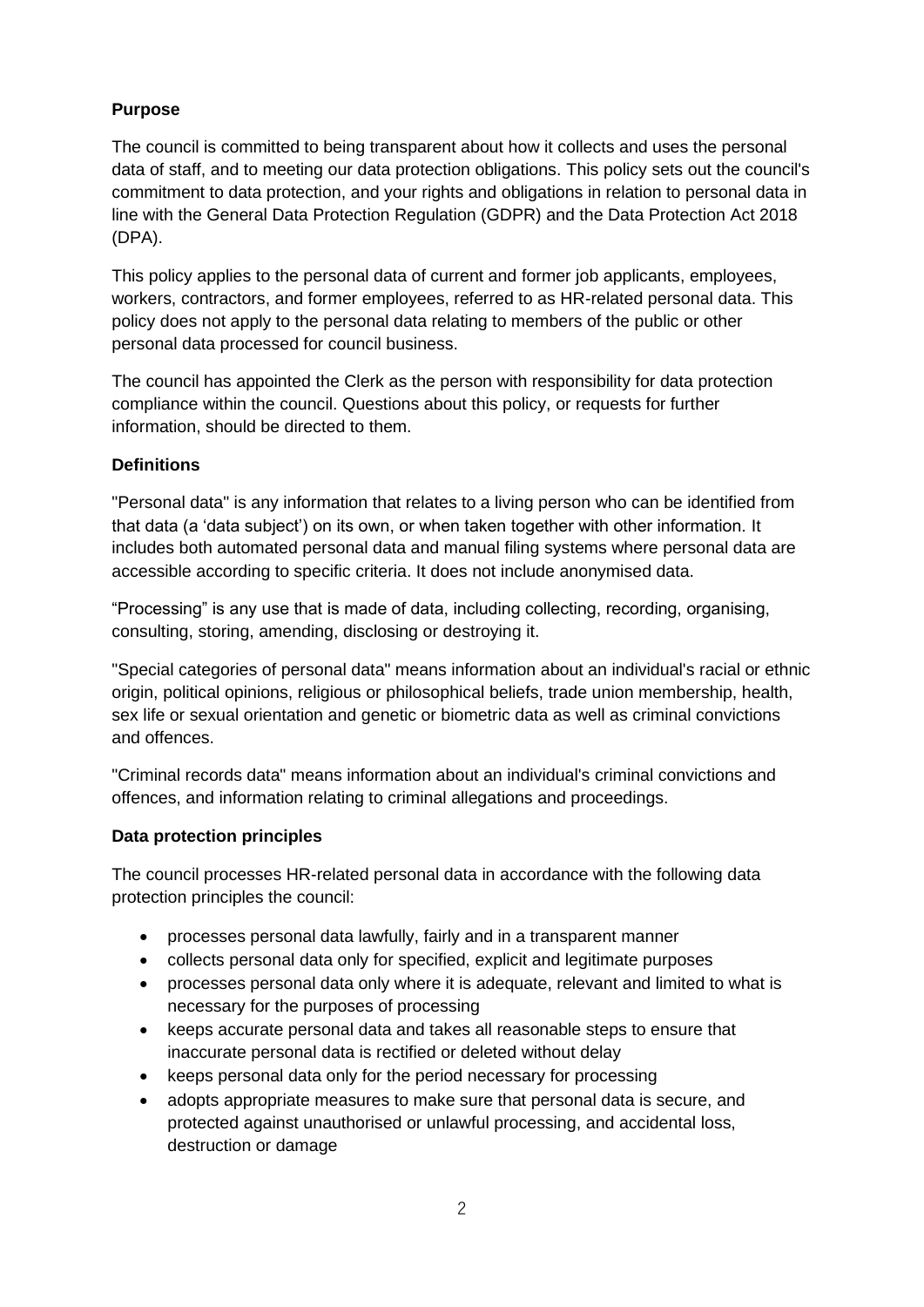**Purpose**

The council is committed to being transparent about how it collects and uses the personal data of staff, and to meeting our data protection obligations. This policy sets out the council's commitment to data protection, and your rights and obligations in relation to personal data in line with the General Data Protection Regulation (GDPR) and the Data Protection Act 2018 (DPA).

This policy applies to the personal data of current and former job applicants, employees, workers, contractors, and former employees, referred to as HR-related personal data. This policy does not apply to the personal data relating to members of the public or other personal data processed for council business.

The council has appointed the Clerk as the person with responsibility for data protection compliance within the council. Questions about this policy, or requests for further information, should be directed to them.

**Definitions**

"Personal data" is any information that relates to a living person who can be identified from that data (a 'data subject') on its own, or when taken together with other information. It includes both automated personal data and manual filing systems where personal data are accessible according to specific criteria. It does not include anonymised data.

"Processing" is any use that is made of data, including collecting, recording, organising, consulting, storing, amending, disclosing or destroying it.

"Special categories of personal data" means information about an individual's racial or ethnic origin, political opinions, religious or philosophical beliefs, trade union membership, health, sex life or sexual orientation and genetic or biometric data as well as criminal convictions and offences.

"Criminal records data" means information about an individual's criminal convictions and offences, and information relating to criminal allegations and proceedings.

**Data protection principles**

The council processes HR-related personal data in accordance with the following data protection principles the council:

- processes personal data lawfully, fairly and in a transparent manner
- collects personal data only for specified, explicit and legitimate purposes
- processes personal data only where it is adequate, relevant and limited to what is necessary for the purposes of processing
- keeps accurate personal data and takes all reasonable steps to ensure that inaccurate personal data is rectified or deleted without delay
- keeps personal data only for the period necessary for processing
- adopts appropriate measures to make sure that personal data is secure, and protected against unauthorised or unlawful processing, and accidental loss, destruction or damage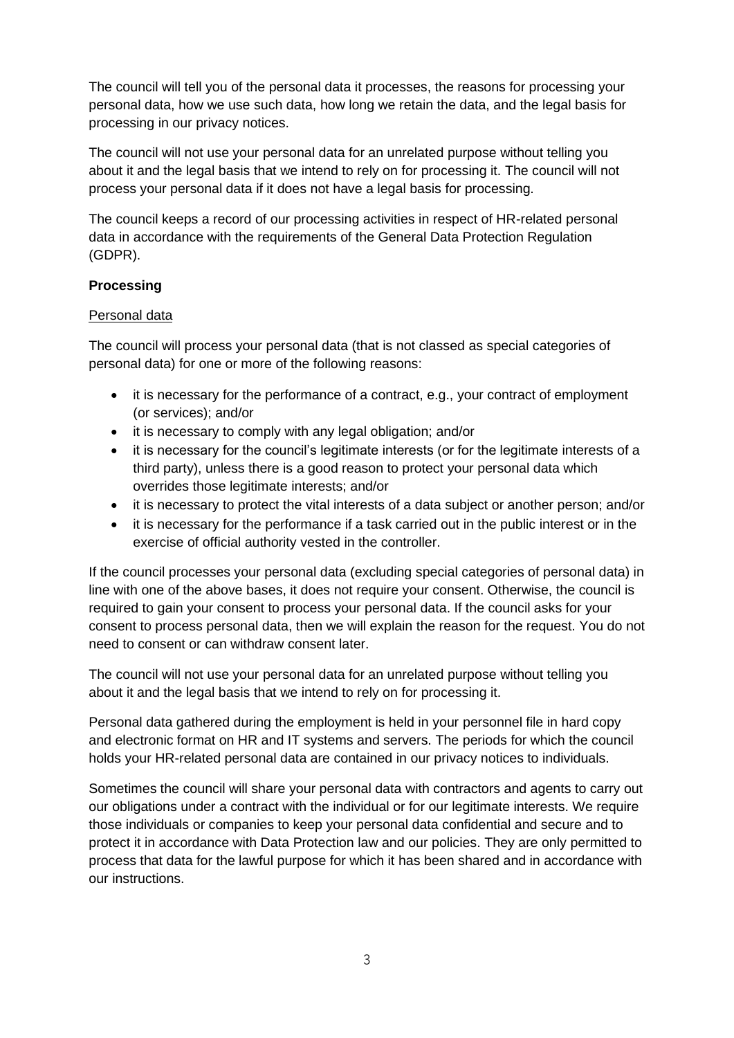The council will tell you of the personal data it processes, the reasons for processing your personal data, how we use such data, how long we retain the data, and the legal basis for processing in our privacy notices.

The council will not use your personal data for an unrelated purpose without telling you about it and the legal basis that we intend to rely on for processing it. The council will not process your personal data if it does not have a legal basis for processing.

The council keeps a record of our processing activities in respect of HR-related personal data in accordance with the requirements of the General Data Protection Regulation (GDPR).

**Processing**

<u>Personal data</u>

The council will process your personal data (that is not classed as special categories of personal data) for one or more of the following reasons:

- it is necessary for the performance of a contract, e.g., your contract of employment (or services); and/or
- it is necessary to comply with any legal obligation; and/or
- it is necessary for the council's legitimate interests (or for the legitimate interests of a third party), unless there is a good reason to protect your personal data which overrides those legitimate interests; and/or
- it is necessary to protect the vital interests of a data subject or another person; and/or
- it is necessary for the performance if a task carried out in the public interest or in the exercise of official authority vested in the controller.

If the council processes your personal data (excluding special categories of personal data) in line with one of the above bases, it does not require your consent. Otherwise, the council is required to gain your consent to process your personal data. If the council asks for your consent to process personal data, then we will explain the reason for the request. You do not need to consent or can withdraw consent later.

The council will not use your personal data for an unrelated purpose without telling you about it and the legal basis that we intend to rely on for processing it.

Personal data gathered during the employment is held in your personnel file in hard copy and electronic format on HR and IT systems and servers. The periods for which the council holds your HR-related personal data are contained in our privacy notices to individuals.

Sometimes the council will share your personal data with contractors and agents to carry out our obligations under a contract with the individual or for our legitimate interests. We require those individuals or companies to keep your personal data confidential and secure and to protect it in accordance with Data Protection law and our policies. They are only permitted to process that data for the lawful purpose for which it has been shared and in accordance with our instructions.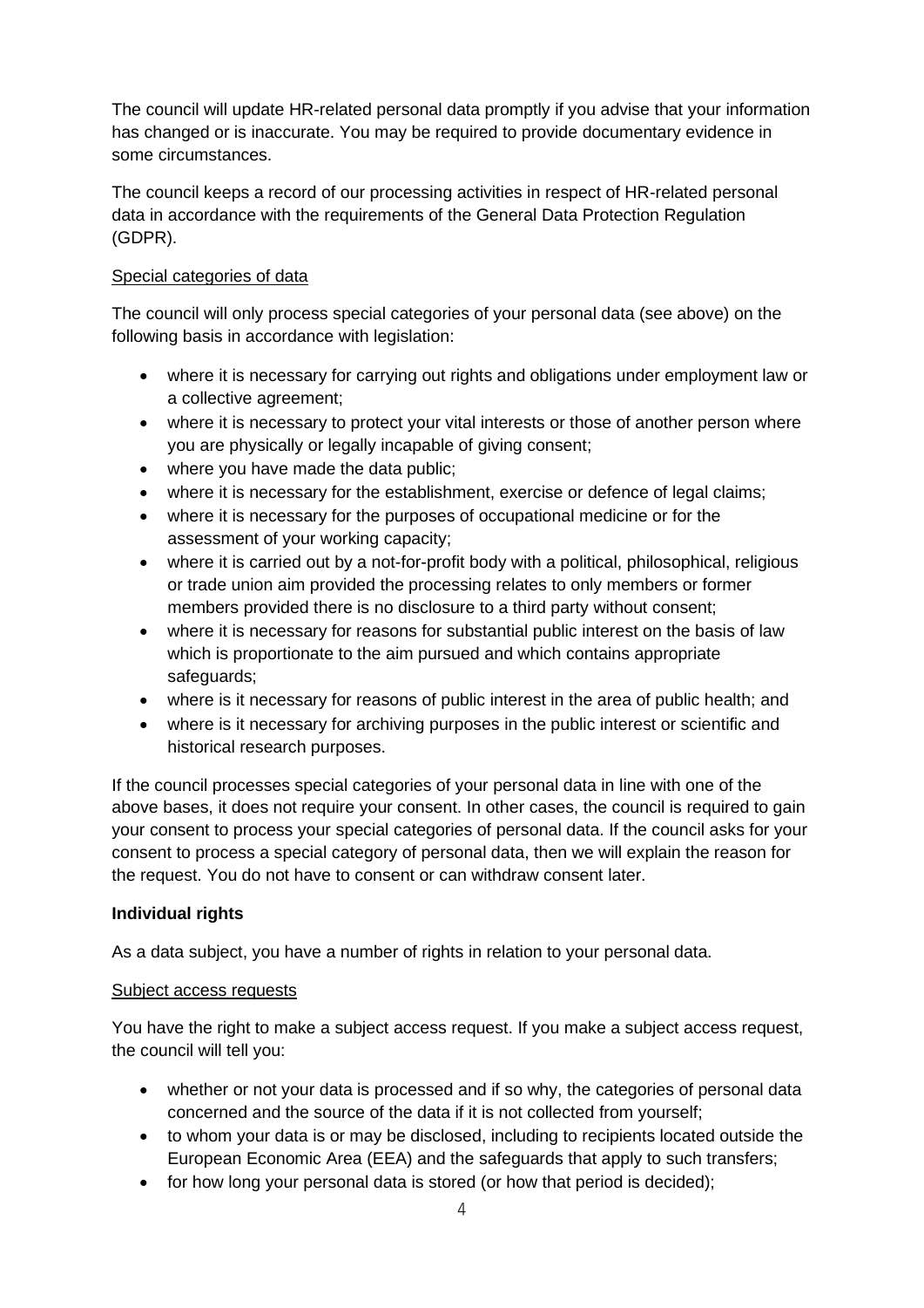The council will update HR-related personal data promptly if you advise that your information has changed or is inaccurate. You may be required to provide documentary evidence in some circumstances.

The council keeps a record of our processing activities in respect of HR-related personal data in accordance with the requirements of the General Data Protection Regulation (GDPR).

<u>Special categories of data</u>

The council will only process special categories of your personal data (see above) on the following basis in accordance with legislation:

- where it is necessary for carrying out rights and obligations under employment law or a collective agreement;
- where it is necessary to protect your vital interests or those of another person where you are physically or legally incapable of giving consent;
- where you have made the data public;
- where it is necessary for the establishment, exercise or defence of legal claims;
- where it is necessary for the purposes of occupational medicine or for the assessment of your working capacity;
- where it is carried out by a not-for-profit body with a political, philosophical, religious or trade union aim provided the processing relates to only members or former members provided there is no disclosure to a third party without consent;
- where it is necessary for reasons for substantial public interest on the basis of law which is proportionate to the aim pursued and which contains appropriate safeguards;
- where is it necessary for reasons of public interest in the area of public health; and
- where is it necessary for archiving purposes in the public interest or scientific and historical research purposes.

If the council processes special categories of your personal data in line with one of the above bases, it does not require your consent. In other cases, the council is required to gain your consent to process your special categories of personal data. If the council asks for your consent to process a special category of personal data, then we will explain the reason for the request. You do not have to consent or can withdraw consent later.

**Individual rights**

As a data subject, you have a number of rights in relation to your personal data.

<u>Subject access requests</u>

You have the right to make a subject access request. If you make a subject access request, the council will tell you:

- whether or not your data is processed and if so why, the categories of personal data concerned and the source of the data if it is not collected from yourself;
- to whom your data is or may be disclosed, including to recipients located outside the European Economic Area (EEA) and the safeguards that apply to such transfers;
- for how long your personal data is stored (or how that period is decided);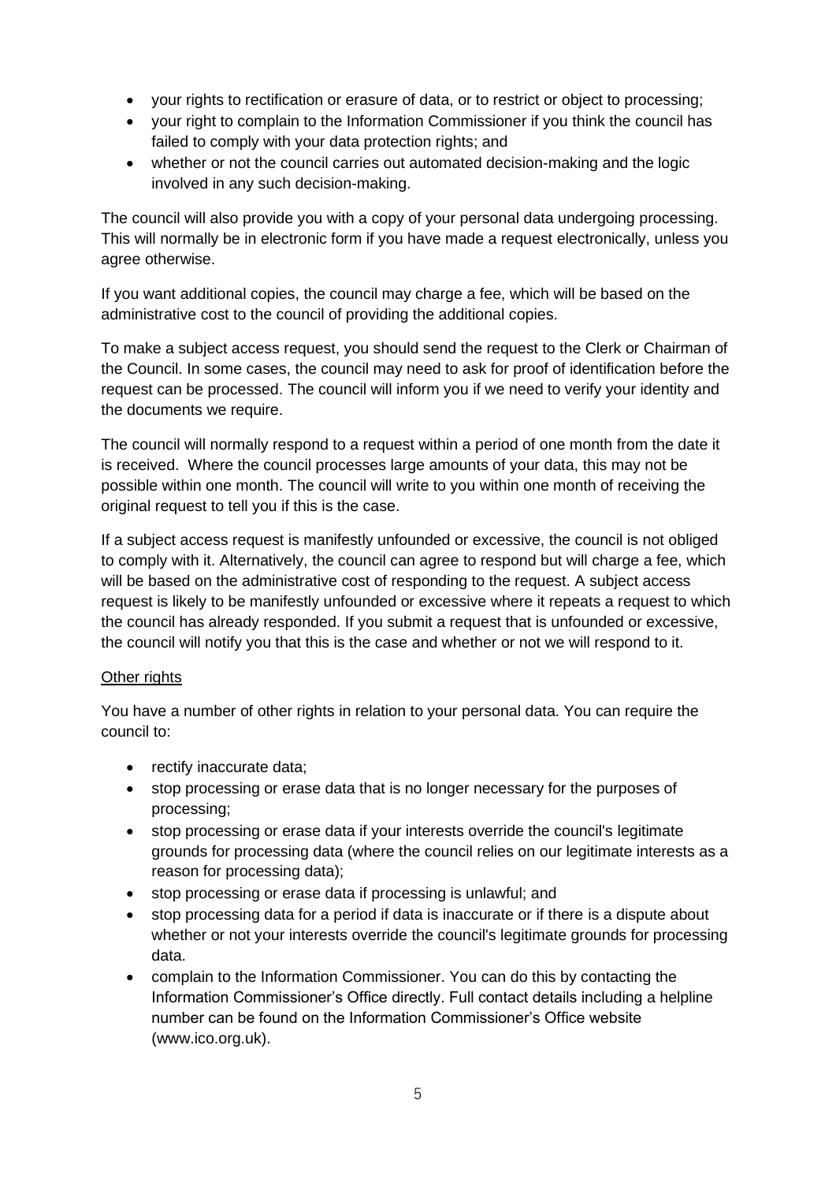- your rights to rectification or erasure of data, or to restrict or object to processing;
- your right to complain to the Information Commissioner if you think the council has failed to comply with your data protection rights; and
- whether or not the council carries out automated decision-making and the logic involved in any such decision-making.

The council will also provide you with a copy of your personal data undergoing processing. This will normally be in electronic form if you have made a request electronically, unless you agree otherwise.

If you want additional copies, the council may charge a fee, which will be based on the administrative cost to the council of providing the additional copies.

To make a subject access request, you should send the request to the Clerk or Chairman of the Council. In some cases, the council may need to ask for proof of identification before the request can be processed. The council will inform you if we need to verify your identity and the documents we require.

The council will normally respond to a request within a period of one month from the date it is received. Where the council processes large amounts of your data, this may not be possible within one month. The council will write to you within one month of receiving the original request to tell you if this is the case.

If a subject access request is manifestly unfounded or excessive, the council is not obliged to comply with it. Alternatively, the council can agree to respond but will charge a fee, which will be based on the administrative cost of responding to the request. A subject access request is likely to be manifestly unfounded or excessive where it repeats a request to which the council has already responded. If you submit a request that is unfounded or excessive, the council will notify you that this is the case and whether or not we will respond to it.

<u>Other rights</u>

You have a number of other rights in relation to your personal data. You can require the council to:

- rectify inaccurate data;
- stop processing or erase data that is no longer necessary for the purposes of processing;
- stop processing or erase data if your interests override the council's legitimate grounds for processing data (where the council relies on our legitimate interests as a reason for processing data);
- stop processing or erase data if processing is unlawful; and
- stop processing data for a period if data is inaccurate or if there is a dispute about whether or not your interests override the council's legitimate grounds for processing data.
- complain to the Information Commissioner. You can do this by contacting the Information Commissioner's Office directly. Full contact details including a helpline number can be found on the Information Commissioner's Office website (www.ico.org.uk).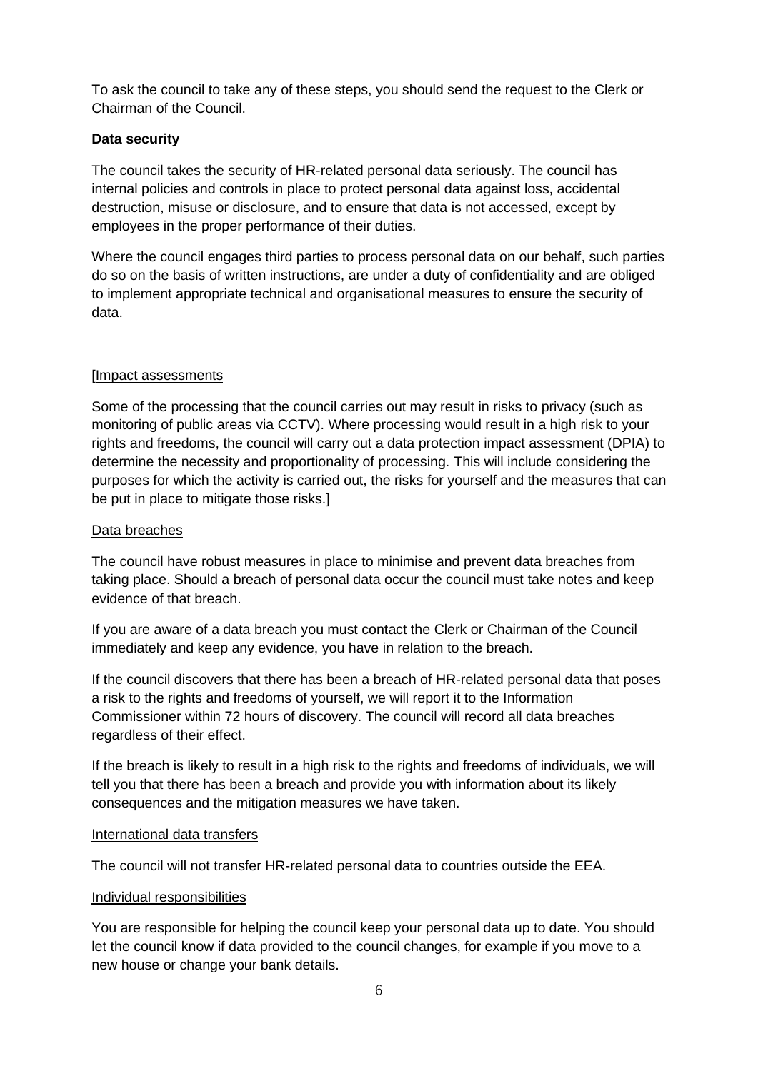To ask the council to take any of these steps, you should send the request to the Clerk or Chairman of the Council.

**Data security**

The council takes the security of HR-related personal data seriously. The council has internal policies and controls in place to protect personal data against loss, accidental destruction, misuse or disclosure, and to ensure that data is not accessed, except by employees in the proper performance of their duties.

Where the council engages third parties to process personal data on our behalf, such parties do so on the basis of written instructions, are under a duty of confidentiality and are obliged to implement appropriate technical and organisational measures to ensure the security of data.

[Impact assessments

Some of the processing that the council carries out may result in risks to privacy (such as monitoring of public areas via CCTV). Where processing would result in a high risk to your rights and freedoms, the council will carry out a data protection impact assessment (DPIA) to determine the necessity and proportionality of processing. This will include considering the purposes for which the activity is carried out, the risks for yourself and the measures that can be put in place to mitigate those risks.]

Data breaches

The council have robust measures in place to minimise and prevent data breaches from taking place. Should a breach of personal data occur the council must take notes and keep evidence of that breach.

If you are aware of a data breach you must contact the Clerk or Chairman of the Council immediately and keep any evidence, you have in relation to the breach.

If the council discovers that there has been a breach of HR-related personal data that poses a risk to the rights and freedoms of yourself, we will report it to the Information Commissioner within 72 hours of discovery. The council will record all data breaches regardless of their effect.

If the breach is likely to result in a high risk to the rights and freedoms of individuals, we will tell you that there has been a breach and provide you with information about its likely consequences and the mitigation measures we have taken.

International data transfers

The council will not transfer HR-related personal data to countries outside the EEA.

Individual responsibilities

You are responsible for helping the council keep your personal data up to date. You should let the council know if data provided to the council changes, for example if you move to a new house or change your bank details.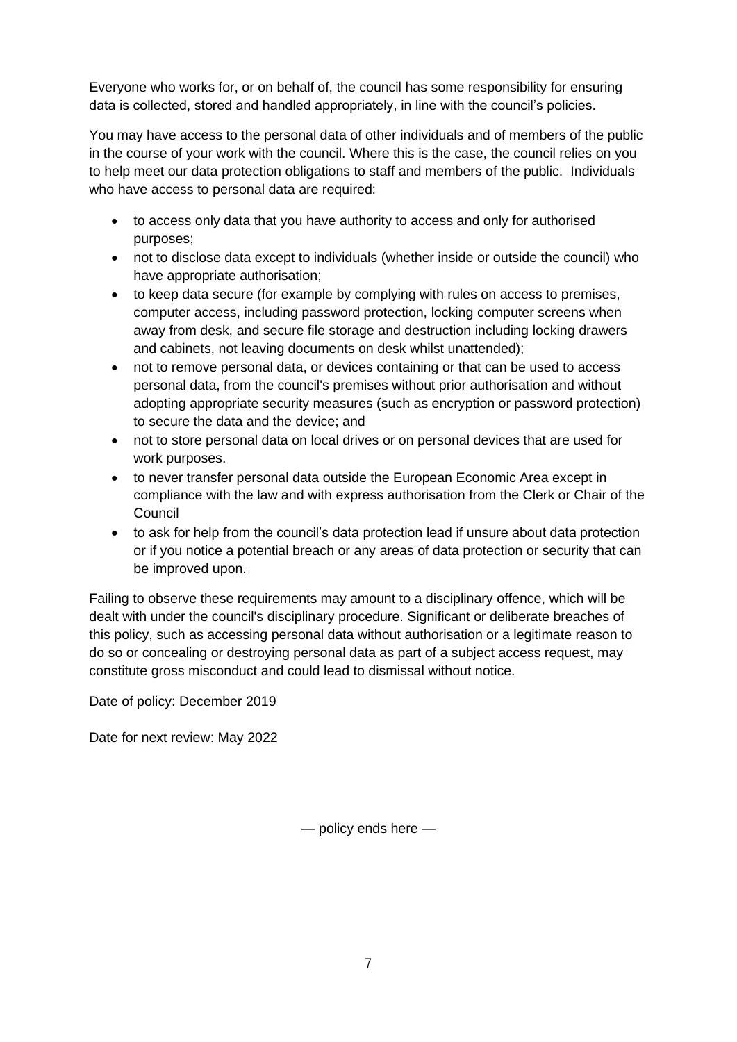Everyone who works for, or on behalf of, the council has some responsibility for ensuring data is collected, stored and handled appropriately, in line with the council's policies.

You may have access to the personal data of other individuals and of members of the public in the course of your work with the council. Where this is the case, the council relies on you to help meet our data protection obligations to staff and members of the public. Individuals who have access to personal data are required:

- to access only data that you have authority to access and only for authorised purposes;
- not to disclose data except to individuals (whether inside or outside the council) who have appropriate authorisation;
- to keep data secure (for example by complying with rules on access to premises, computer access, including password protection, locking computer screens when away from desk, and secure file storage and destruction including locking drawers and cabinets, not leaving documents on desk whilst unattended);
- not to remove personal data, or devices containing or that can be used to access personal data, from the council's premises without prior authorisation and without adopting appropriate security measures (such as encryption or password protection) to secure the data and the device; and
- not to store personal data on local drives or on personal devices that are used for work purposes.
- to never transfer personal data outside the European Economic Area except in compliance with the law and with express authorisation from the Clerk or Chair of the Council
- to ask for help from the council's data protection lead if unsure about data protection or if you notice a potential breach or any areas of data protection or security that can be improved upon.

Failing to observe these requirements may amount to a disciplinary offence, which will be dealt with under the council's disciplinary procedure. Significant or deliberate breaches of this policy, such as accessing personal data without authorisation or a legitimate reason to do so or concealing or destroying personal data as part of a subject access request, may constitute gross misconduct and could lead to dismissal without notice.

Date of policy: December 2019

Date for next review: May 2022

— policy ends here —